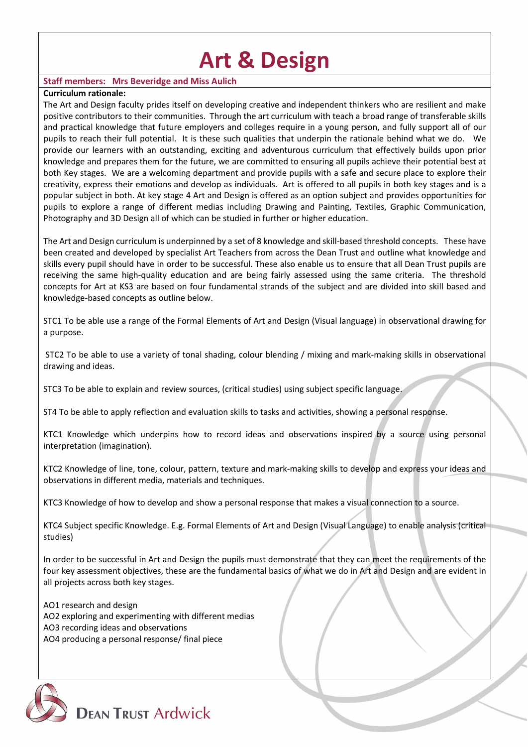# Art & Design

**Staff members: Mrs Beveridge and Miss Aulich**

**Curriculum rationale:**

The Art and Design faculty prides itself on developing creative and independent thinkers who are resilient and make positive contributors to their communities. Through the art curriculum with teach a broad range of transferable skills and practical knowledge that future employers and colleges require in a young person, and fully support all of our pupils to reach their full potential. It is these such qualities that underpin the rationale behind what we do. We provide our learners with an outstanding, exciting and adventurous curriculum that effectively builds upon prior knowledge and prepares them for the future, we are committed to ensuring all pupils achieve their potential best at both Key stages. We are a welcoming department and provide pupils with a safe and secure place to explore their creativity, express their emotions and develop as individuals. Art is offered to all pupils in both key stages and is a popular subject in both. At key stage 4 Art and Design is offered as an option subject and provides opportunities for pupils to explore a range of different medias including Drawing and Painting, Textiles, Graphic Communication, Photography and 3D Design all of which can be studied in further or higher education.

The Art and Design curriculum is underpinned by a set of 8 knowledge and skill-based threshold concepts. These have been created and developed by specialist Art Teachers from across the Dean Trust and outline what knowledge and skills every pupil should have in order to be successful. These also enable us to ensure that all Dean Trust pupils are receiving the same high-quality education and are being fairly assessed using the same criteria. The threshold concepts for Art at KS3 are based on four fundamental strands of the subject and are divided into skill based and knowledge-based concepts as outline below.

STC1 To be able use a range of the Formal Elements of Art and Design (Visual language) in observational drawing for a purpose.

STC2 To be able to use a variety of tonal shading, colour blending / mixing and mark-making skills in observational drawing and ideas.

STC3 To be able to explain and review sources, (critical studies) using subject specific language.

ST4 To be able to apply reflection and evaluation skills to tasks and activities, showing a personal response.

KTC1 Knowledge which underpins how to record ideas and observations inspired by a source using personal interpretation (imagination).

KTC2 Knowledge of line, tone, colour, pattern, texture and mark-making skills to develop and express your ideas and observations in different media, materials and techniques.

KTC3 Knowledge of how to develop and show a personal response that makes a visual connection to a source.

KTC4 Subject specific Knowledge. E.g. Formal Elements of Art and Design (Visual Language) to enable analysis (critical studies)

In order to be successful in Art and Design the pupils must demonstrate that they can meet the requirements of the four key assessment objectives, these are the fundamental basics of what we do in Art and Design and are evident in all projects across both key stages.

AO1 research and design
AO2 exploring and experimenting with different medias
AO3 recording ideas and observations
AO4 producing a personal response/ final piece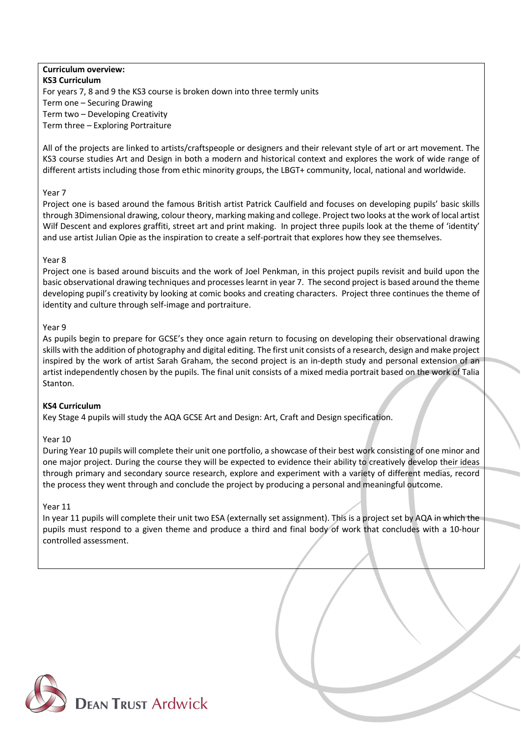**Curriculum overview:**

**KS3 Curriculum**

For years 7, 8 and 9 the KS3 course is broken down into three termly units

Term one – Securing Drawing

Term two – Developing Creativity

Term three – Exploring Portraiture

All of the projects are linked to artists/craftspeople or designers and their relevant style of art or art movement. The KS3 course studies Art and Design in both a modern and historical context and explores the work of wide range of different artists including those from ethic minority groups, the LBGT+ community, local, national and worldwide.

Year 7

Project one is based around the famous British artist Patrick Caulfield and focuses on developing pupils' basic skills through 3Dimensional drawing, colour theory, marking making and college. Project two looks at the work of local artist Wilf Descent and explores graffiti, street art and print making. In project three pupils look at the theme of 'identity' and use artist Julian Opie as the inspiration to create a self-portrait that explores how they see themselves.

Year 8

Project one is based around biscuits and the work of Joel Penkman, in this project pupils revisit and build upon the basic observational drawing techniques and processes learnt in year 7. The second project is based around the theme developing pupil's creativity by looking at comic books and creating characters. Project three continues the theme of identity and culture through self-image and portraiture.

Year 9

As pupils begin to prepare for GCSE's they once again return to focusing on developing their observational drawing skills with the addition of photography and digital editing. The first unit consists of a research, design and make project inspired by the work of artist Sarah Graham, the second project is an in-depth study and personal extension of an artist independently chosen by the pupils. The final unit consists of a mixed media portrait based on the work of Talia Stanton.

**KS4 Curriculum**

Key Stage 4 pupils will study the AQA GCSE Art and Design: Art, Craft and Design specification.

Year 10

During Year 10 pupils will complete their unit one portfolio, a showcase of their best work consisting of one minor and one major project. During the course they will be expected to evidence their ability to creatively develop their ideas through primary and secondary source research, explore and experiment with a variety of different medias, record the process they went through and conclude the project by producing a personal and meaningful outcome.

Year 11

In year 11 pupils will complete their unit two ESA (externally set assignment). This is a project set by AQA in which the pupils must respond to a given theme and produce a third and final body of work that concludes with a 10-hour controlled assessment.

Dean Trust Ardwick